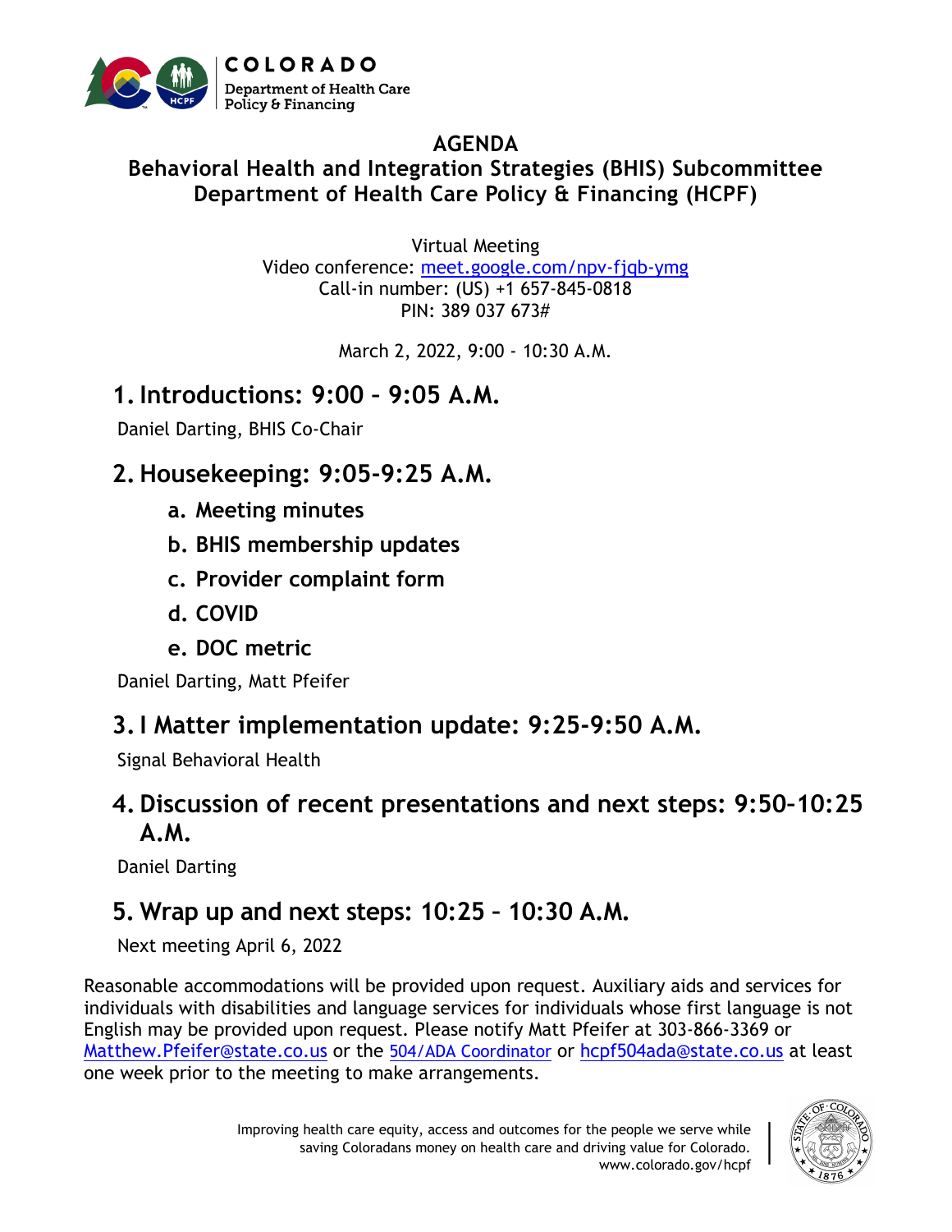COLORADO
Department of Health Care Policy & Financing

# AGENDA

## Behavioral Health and Integration Strategies (BHIS) Subcommittee
## Department of Health Care Policy & Financing (HCPF)

Virtual Meeting
Video conference: [meet.google.com/npv-fjqb-ymg](https://meet.google.com/npv-fjqb-ymg)
Call-in number: (US) +1 657-845-0818
PIN: 389 037 673#

March 2, 2022, 9:00 - 10:30 A.M.

## 1. Introductions: 9:00 – 9:05 A.M.

Daniel Darting, BHIS Co-Chair

## 2. Housekeeping: 9:05-9:25 A.M.

- a. **Meeting minutes**
- b. **BHIS membership updates**
- c. **Provider complaint form**
- d. **COVID**
- e. **DOC metric**

Daniel Darting, Matt Pfeifer

## 3. I Matter implementation update: 9:25-9:50 A.M.

Signal Behavioral Health

## 4. Discussion of recent presentations and next steps: 9:50-10:25 A.M.

Daniel Darting

## 5. Wrap up and next steps: 10:25 – 10:30 A.M.

Next meeting April 6, 2022

Reasonable accommodations will be provided upon request. Auxiliary aids and services for individuals with disabilities and language services for individuals whose first language is not English may be provided upon request. Please notify Matt Pfeifer at 303-866-3369 or [Matthew.Pfeifer@state.co.us](mailto:Matthew.Pfeifer@state.co.us) or the 504/ADA Coordinator or [hcpf504ada@state.co.us](mailto:hcpf504ada@state.co.us) at least one week prior to the meeting to make arrangements.

Improving health care equity, access and outcomes for the people we serve while saving Coloradans money on health care and driving value for Colorado.
www.colorado.gov/hcpf